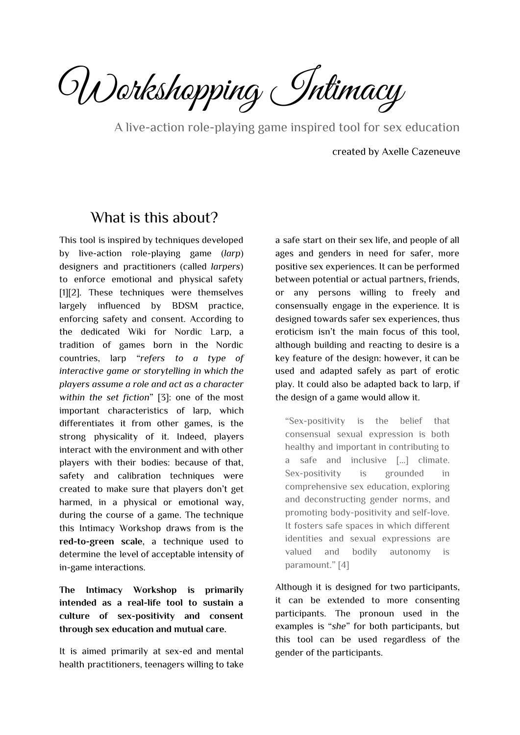# Workshopping Intimacy

A live-action role-playing game inspired tool for sex education

created by Axelle Cazeneuve

## What is this about?

This tool is inspired by techniques developed by live-action role-playing game (*larp*) designers and practitioners (called *larpers*) to enforce emotional and physical safety [1][2]. These techniques were themselves largely influenced by BDSM practice, enforcing safety and consent. According to the dedicated Wiki for Nordic Larp, a tradition of games born in the Nordic countries, larp "*refers to a type of interactive game or storytelling in which the players assume a role and act as a character within the set fiction*" [3]: one of the most important characteristics of larp, which differentiates it from other games, is the strong physicality of it. Indeed, players interact with the environment and with other players with their bodies: because of that, safety and calibration techniques were created to make sure that players don't get harmed, in a physical or emotional way, during the course of a game. The technique this Intimacy Workshop draws from is the **red-to-green scale**, a technique used to determine the level of acceptable intensity of in-game interactions.

**The Intimacy Workshop is primarily intended as a real-life tool to sustain a culture of sex-positivity and consent through sex education and mutual care.**

It is aimed primarily at sex-ed and mental health practitioners, teenagers willing to take a safe start on their sex life, and people of all ages and genders in need for safer, more positive sex experiences. It can be performed between potential or actual partners, friends, or any persons willing to freely and consensually engage in the experience. It is designed towards safer sex experiences, thus eroticism isn't the main focus of this tool, although building and reacting to desire is a key feature of the design: however, it can be used and adapted safely as part of erotic play. It could also be adapted back to larp, if the design of a game would allow it.

> "Sex-positivity is the belief that consensual sexual expression is both healthy and important in contributing to a safe and inclusive [...] climate. Sex-positivity is grounded in comprehensive sex education, exploring and deconstructing gender norms, and promoting body-positivity and self-love. It fosters safe spaces in which different identities and sexual expressions are valued and bodily autonomy is paramount." [4]

Although it is designed for two participants, it can be extended to more consenting participants. The pronoun used in the examples is "*she*" for both participants, but this tool can be used regardless of the gender of the participants.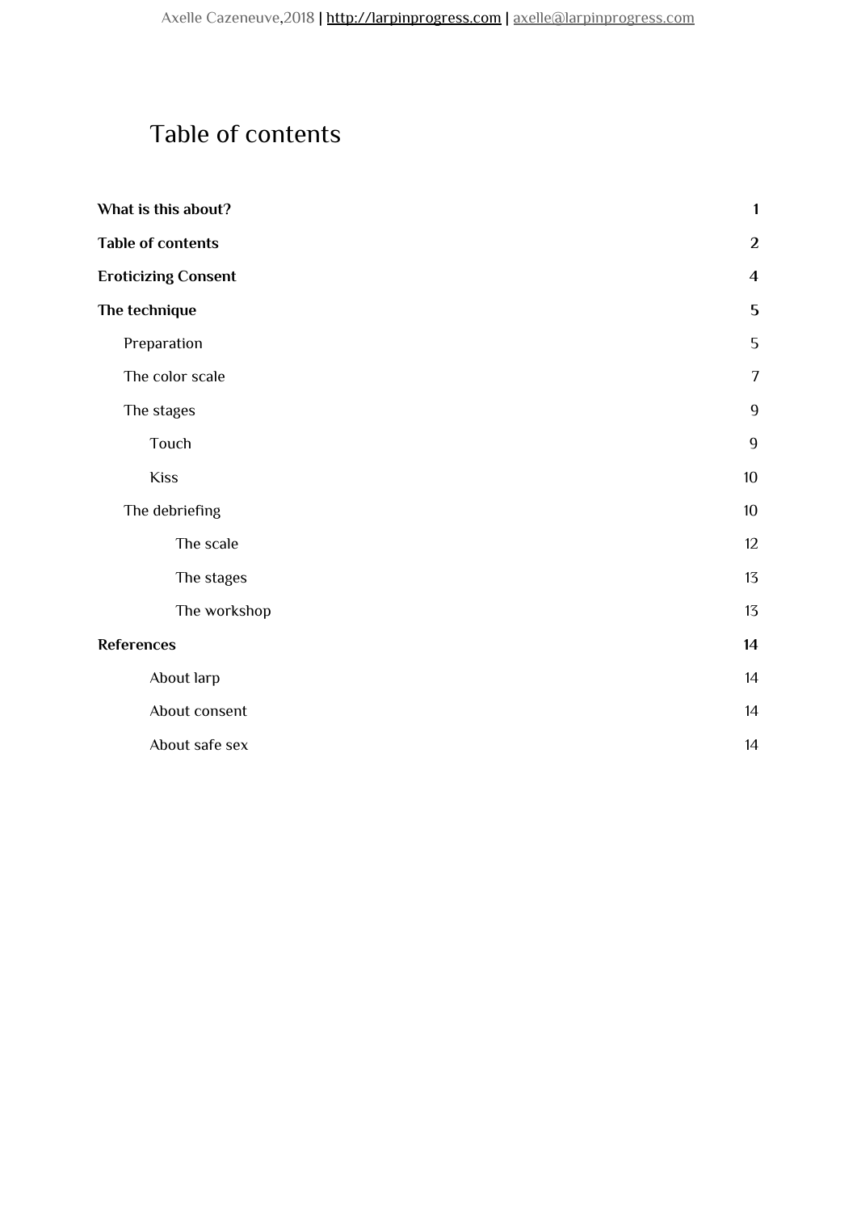# Table of contents

| | |
|---|---|
| **What is this about?** | **1** |
| **Table of contents** | **2** |
| **Eroticizing Consent** | **4** |
| **The technique** | **5** |
| Preparation | 5 |
| The color scale | 7 |
| The stages | 9 |
| Touch | 9 |
| Kiss | 10 |
| The debriefing | 10 |
| The scale | 12 |
| The stages | 13 |
| The workshop | 13 |
| **References** | **14** |
| About larp | 14 |
| About consent | 14 |
| About safe sex | 14 |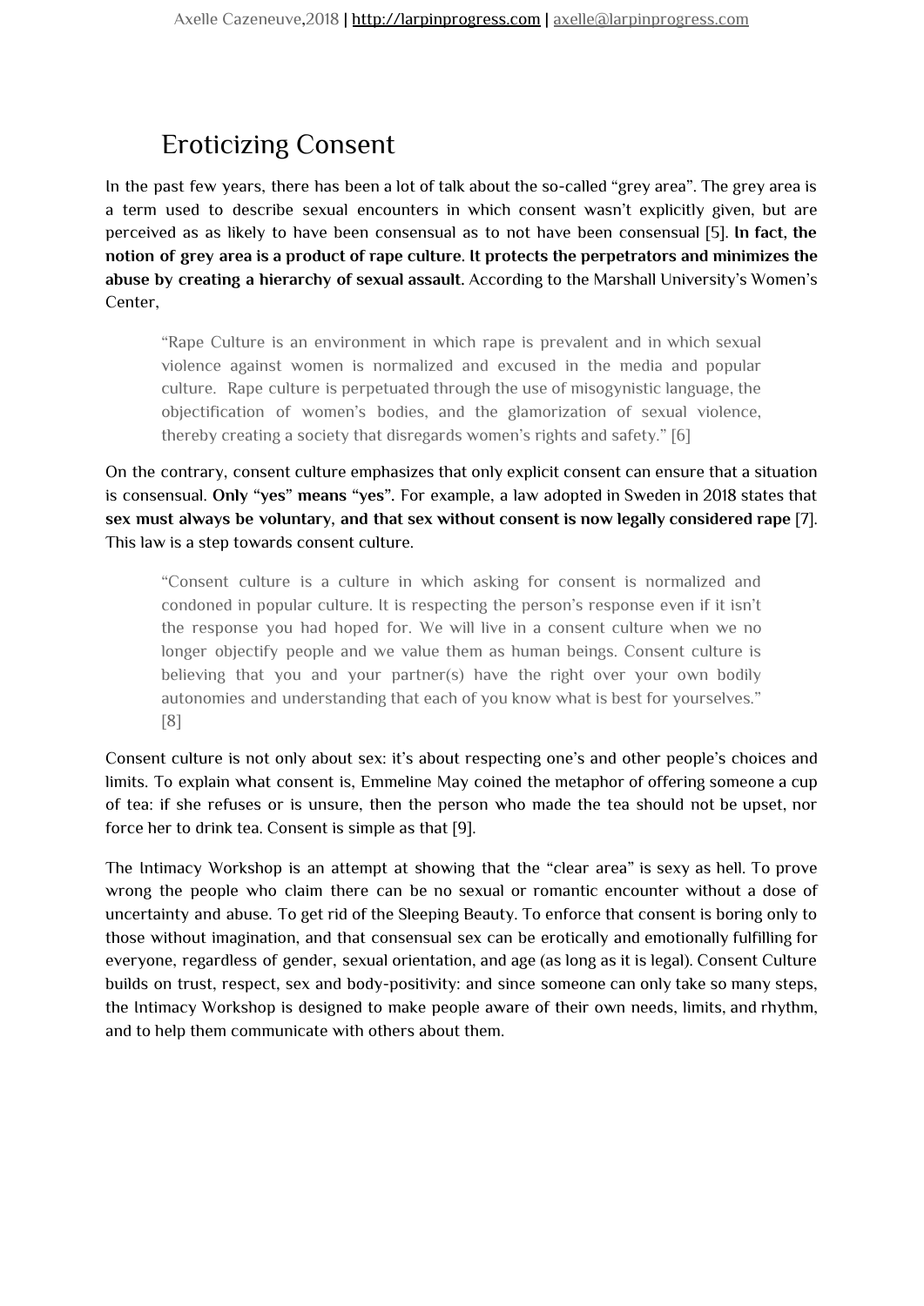# Eroticizing Consent

In the past few years, there has been a lot of talk about the so-called "grey area". The grey area is a term used to describe sexual encounters in which consent wasn't explicitly given, but are perceived as as likely to have been consensual as to not have been consensual [5]. **In fact, the notion of grey area is a product of rape culture. It protects the perpetrators and minimizes the abuse by creating a hierarchy of sexual assault.** According to the Marshall University's Women's Center,

> "Rape Culture is an environment in which rape is prevalent and in which sexual violence against women is normalized and excused in the media and popular culture. Rape culture is perpetuated through the use of misogynistic language, the objectification of women's bodies, and the glamorization of sexual violence, thereby creating a society that disregards women's rights and safety." [6]

On the contrary, consent culture emphasizes that only explicit consent can ensure that a situation is consensual. **Only "yes" means "yes".** For example, a law adopted in Sweden in 2018 states that **sex must always be voluntary, and that sex without consent is now legally considered rape** [7]. This law is a step towards consent culture.

> "Consent culture is a culture in which asking for consent is normalized and condoned in popular culture. It is respecting the person's response even if it isn't the response you had hoped for. We will live in a consent culture when we no longer objectify people and we value them as human beings. Consent culture is believing that you and your partner(s) have the right over your own bodily autonomies and understanding that each of you know what is best for yourselves." [8]

Consent culture is not only about sex: it's about respecting one's and other people's choices and limits. To explain what consent is, Emmeline May coined the metaphor of offering someone a cup of tea: if she refuses or is unsure, then the person who made the tea should not be upset, nor force her to drink tea. Consent is simple as that [9].

The Intimacy Workshop is an attempt at showing that the "clear area" is sexy as hell. To prove wrong the people who claim there can be no sexual or romantic encounter without a dose of uncertainty and abuse. To get rid of the Sleeping Beauty. To enforce that consent is boring only to those without imagination, and that consensual sex can be erotically and emotionally fulfilling for everyone, regardless of gender, sexual orientation, and age (as long as it is legal). Consent Culture builds on trust, respect, sex and body-positivity: and since someone can only take so many steps, the Intimacy Workshop is designed to make people aware of their own needs, limits, and rhythm, and to help them communicate with others about them.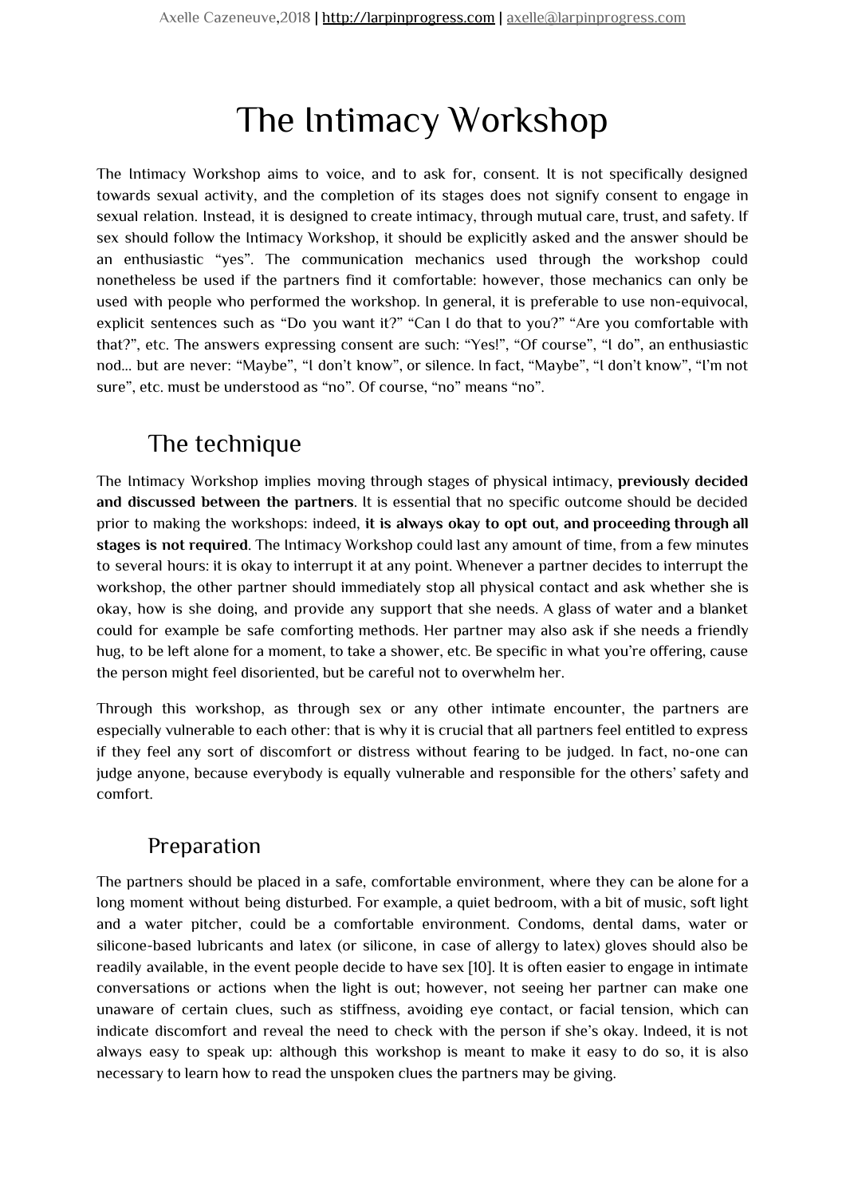# The Intimacy Workshop

The Intimacy Workshop aims to voice, and to ask for, consent. It is not specifically designed towards sexual activity, and the completion of its stages does not signify consent to engage in sexual relation. Instead, it is designed to create intimacy, through mutual care, trust, and safety. If sex should follow the Intimacy Workshop, it should be explicitly asked and the answer should be an enthusiastic "yes". The communication mechanics used through the workshop could nonetheless be used if the partners find it comfortable: however, those mechanics can only be used with people who performed the workshop. In general, it is preferable to use non-equivocal, explicit sentences such as "Do you want it?" "Can I do that to you?" "Are you comfortable with that?", etc. The answers expressing consent are such: "Yes!", "Of course", "I do", an enthusiastic nod... but are never: "Maybe", "I don't know", or silence. In fact, "Maybe", "I don't know", "I'm not sure", etc. must be understood as "no". Of course, "no" means "no".

## The technique

The Intimacy Workshop implies moving through stages of physical intimacy, **previously decided and discussed between the partners**. It is essential that no specific outcome should be decided prior to making the workshops: indeed, **it is always okay to opt out, and proceeding through all stages is not required**. The Intimacy Workshop could last any amount of time, from a few minutes to several hours: it is okay to interrupt it at any point. Whenever a partner decides to interrupt the workshop, the other partner should immediately stop all physical contact and ask whether she is okay, how is she doing, and provide any support that she needs. A glass of water and a blanket could for example be safe comforting methods. Her partner may also ask if she needs a friendly hug, to be left alone for a moment, to take a shower, etc. Be specific in what you're offering, cause the person might feel disoriented, but be careful not to overwhelm her.

Through this workshop, as through sex or any other intimate encounter, the partners are especially vulnerable to each other: that is why it is crucial that all partners feel entitled to express if they feel any sort of discomfort or distress without fearing to be judged. In fact, no-one can judge anyone, because everybody is equally vulnerable and responsible for the others' safety and comfort.

## Preparation

The partners should be placed in a safe, comfortable environment, where they can be alone for a long moment without being disturbed. For example, a quiet bedroom, with a bit of music, soft light and a water pitcher, could be a comfortable environment. Condoms, dental dams, water or silicone-based lubricants and latex (or silicone, in case of allergy to latex) gloves should also be readily available, in the event people decide to have sex [10]. It is often easier to engage in intimate conversations or actions when the light is out; however, not seeing her partner can make one unaware of certain clues, such as stiffness, avoiding eye contact, or facial tension, which can indicate discomfort and reveal the need to check with the person if she's okay. Indeed, it is not always easy to speak up: although this workshop is meant to make it easy to do so, it is also necessary to learn how to read the unspoken clues the partners may be giving.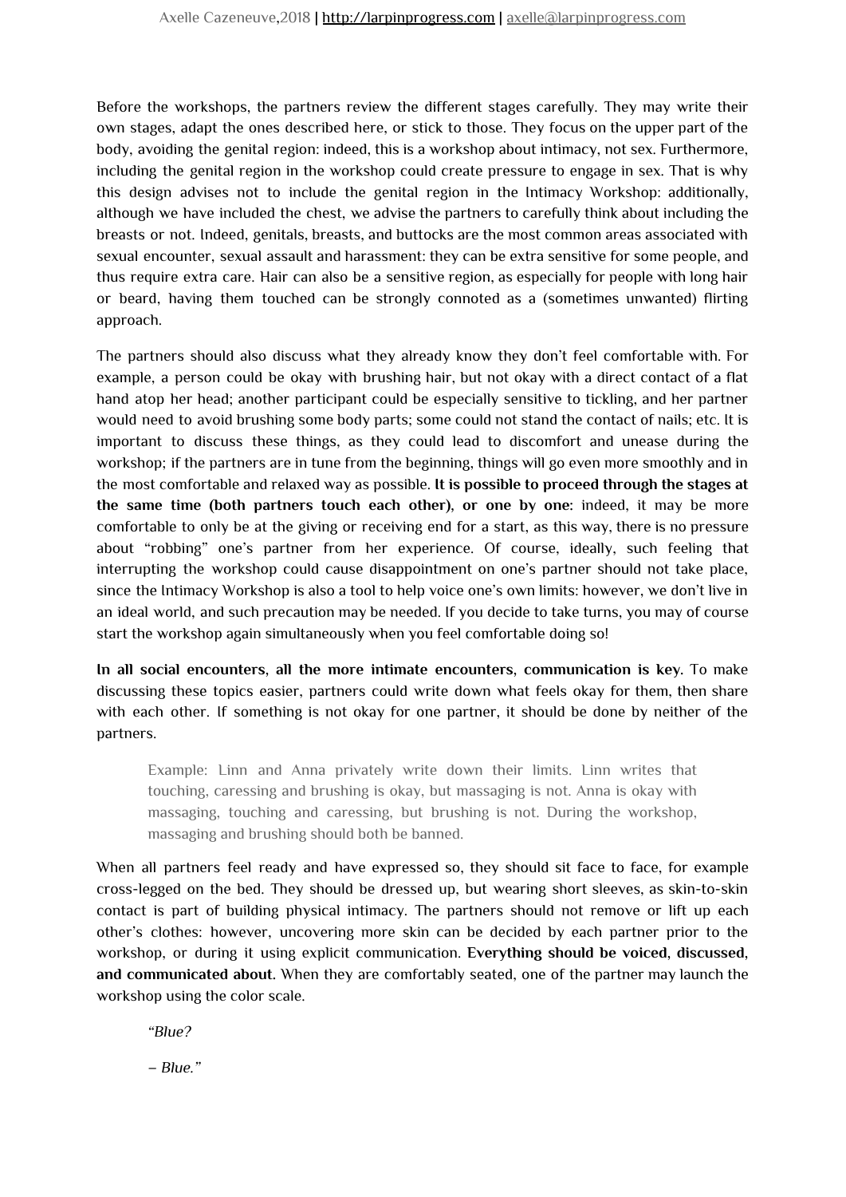Before the workshops, the partners review the different stages carefully. They may write their own stages, adapt the ones described here, or stick to those. They focus on the upper part of the body, avoiding the genital region: indeed, this is a workshop about intimacy, not sex. Furthermore, including the genital region in the workshop could create pressure to engage in sex. That is why this design advises not to include the genital region in the Intimacy Workshop: additionally, although we have included the chest, we advise the partners to carefully think about including the breasts or not. Indeed, genitals, breasts, and buttocks are the most common areas associated with sexual encounter, sexual assault and harassment: they can be extra sensitive for some people, and thus require extra care. Hair can also be a sensitive region, as especially for people with long hair or beard, having them touched can be strongly connoted as a (sometimes unwanted) flirting approach.

The partners should also discuss what they already know they don't feel comfortable with. For example, a person could be okay with brushing hair, but not okay with a direct contact of a flat hand atop her head; another participant could be especially sensitive to tickling, and her partner would need to avoid brushing some body parts; some could not stand the contact of nails; etc. It is important to discuss these things, as they could lead to discomfort and unease during the workshop; if the partners are in tune from the beginning, things will go even more smoothly and in the most comfortable and relaxed way as possible. **It is possible to proceed through the stages at the same time (both partners touch each other), or one by one**: indeed, it may be more comfortable to only be at the giving or receiving end for a start, as this way, there is no pressure about "robbing" one's partner from her experience. Of course, ideally, such feeling that interrupting the workshop could cause disappointment on one's partner should not take place, since the Intimacy Workshop is also a tool to help voice one's own limits: however, we don't live in an ideal world, and such precaution may be needed. If you decide to take turns, you may of course start the workshop again simultaneously when you feel comfortable doing so!

**In all social encounters, all the more intimate encounters, communication is key.** To make discussing these topics easier, partners could write down what feels okay for them, then share with each other. If something is not okay for one partner, it should be done by neither of the partners.

> Example: Linn and Anna privately write down their limits. Linn writes that touching, caressing and brushing is okay, but massaging is not. Anna is okay with massaging, touching and caressing, but brushing is not. During the workshop, massaging and brushing should both be banned.

When all partners feel ready and have expressed so, they should sit face to face, for example cross-legged on the bed. They should be dressed up, but wearing short sleeves, as skin-to-skin contact is part of building physical intimacy. The partners should not remove or lift up each other's clothes: however, uncovering more skin can be decided by each partner prior to the workshop, or during it using explicit communication. **Everything should be voiced, discussed, and communicated about.** When they are comfortably seated, one of the partner may launch the workshop using the color scale.

> *"Blue?*
>
> *– Blue."*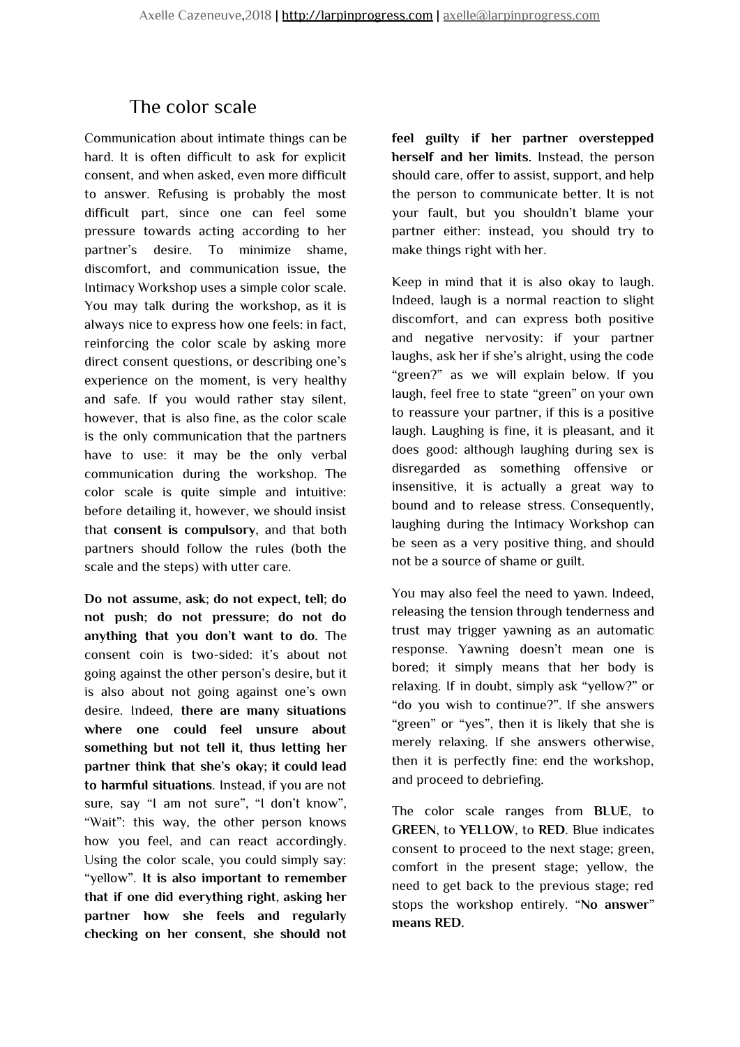## The color scale

Communication about intimate things can be hard. It is often difficult to ask for explicit consent, and when asked, even more difficult to answer. Refusing is probably the most difficult part, since one can feel some pressure towards acting according to her partner's desire. To minimize shame, discomfort, and communication issue, the Intimacy Workshop uses a simple color scale. You may talk during the workshop, as it is always nice to express how one feels: in fact, reinforcing the color scale by asking more direct consent questions, or describing one's experience on the moment, is very healthy and safe. If you would rather stay silent, however, that is also fine, as the color scale is the only communication that the partners have to use: it may be the only verbal communication during the workshop. The color scale is quite simple and intuitive: before detailing it, however, we should insist that **consent is compulsory**, and that both partners should follow the rules (both the scale and the steps) with utter care.

**Do not assume**, **ask**; **do not expect**, **tell**; **do not push**; **do not pressure**; **do not do anything that you don't want to do.** The consent coin is two-sided: it's about not going against the other person's desire, but it is also about not going against one's own desire. Indeed, **there are many situations where one could feel unsure about something but not tell it**, **thus letting her partner think that she's okay**; **it could lead to harmful situations**. Instead, if you are not sure, say "I am not sure", "I don't know", "Wait": this way, the other person knows how you feel, and can react accordingly. Using the color scale, you could simply say: "yellow". **It is also important to remember that if one did everything right**, **asking her partner how she feels and regularly checking on her consent**, **she should not feel guilty if her partner overstepped herself and her limits.** Instead, the person should care, offer to assist, support, and help the person to communicate better. It is not your fault, but you shouldn't blame your partner either: instead, you should try to make things right with her.

Keep in mind that it is also okay to laugh. Indeed, laugh is a normal reaction to slight discomfort, and can express both positive and negative nervosity: if your partner laughs, ask her if she's alright, using the code "green?" as we will explain below. If you laugh, feel free to state "green" on your own to reassure your partner, if this is a positive laugh. Laughing is fine, it is pleasant, and it does good: although laughing during sex is disregarded as something offensive or insensitive, it is actually a great way to bound and to release stress. Consequently, laughing during the Intimacy Workshop can be seen as a very positive thing, and should not be a source of shame or guilt.

You may also feel the need to yawn. Indeed, releasing the tension through tenderness and trust may trigger yawning as an automatic response. Yawning doesn't mean one is bored; it simply means that her body is relaxing. If in doubt, simply ask "yellow?" or "do you wish to continue?". If she answers "green" or "yes", then it is likely that she is merely relaxing. If she answers otherwise, then it is perfectly fine: end the workshop, and proceed to debriefing.

The color scale ranges from **BLUE**, to **GREEN**, to **YELLOW**, to **RED**. Blue indicates consent to proceed to the next stage; green, comfort in the present stage; yellow, the need to get back to the previous stage; red stops the workshop entirely. "**No answer**" **means RED**.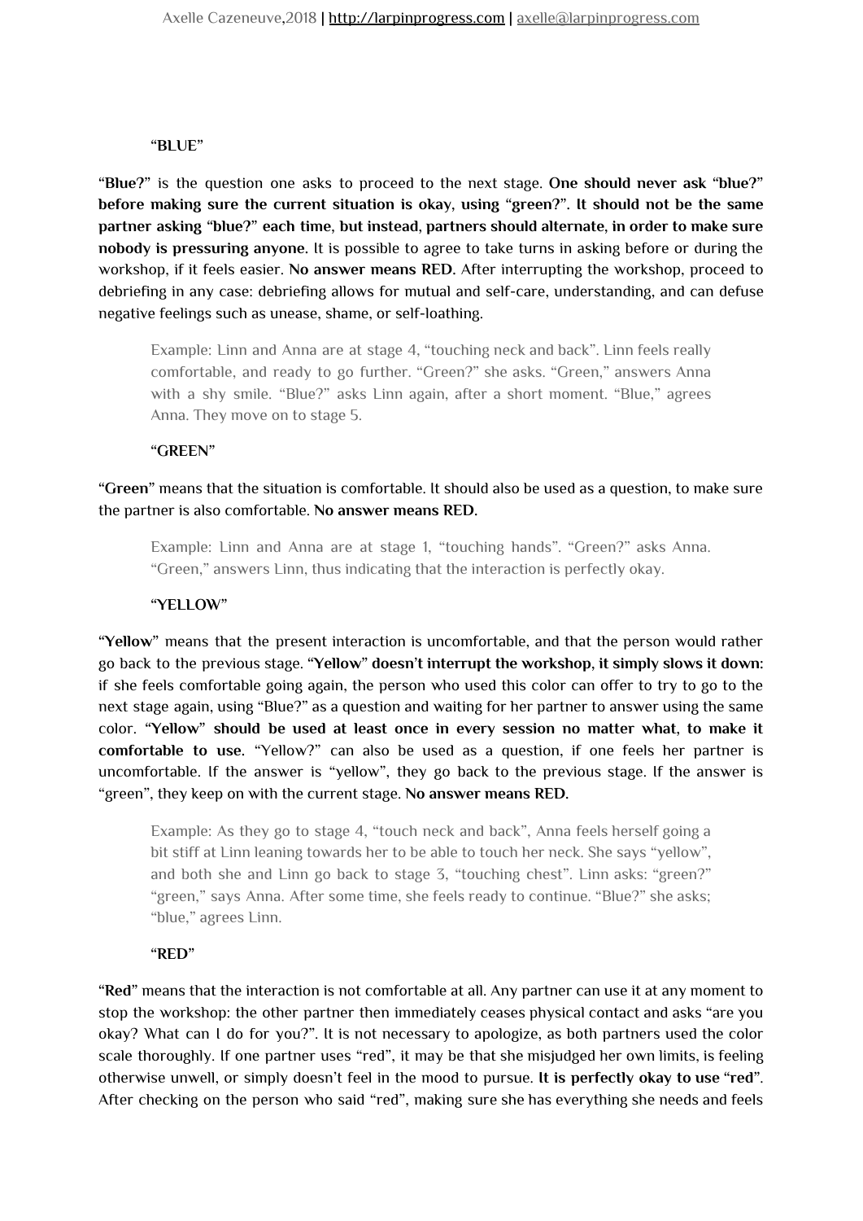### "BLUE"

"**Blue?**" is the question one asks to proceed to the next stage. **One should never ask "blue?" before making sure the current situation is okay, using "green?". It should not be the same partner asking "blue?" each time, but instead, partners should alternate, in order to make sure nobody is pressuring anyone.** It is possible to agree to take turns in asking before or during the workshop, if it feels easier. **No answer means RED.** After interrupting the workshop, proceed to debriefing in any case: debriefing allows for mutual and self-care, understanding, and can defuse negative feelings such as unease, shame, or self-loathing.

> Example: Linn and Anna are at stage 4, "touching neck and back". Linn feels really comfortable, and ready to go further. "Green?" she asks. "Green," answers Anna with a shy smile. "Blue?" asks Linn again, after a short moment. "Blue," agrees Anna. They move on to stage 5.

### "GREEN"

"**Green**" means that the situation is comfortable. It should also be used as a question, to make sure the partner is also comfortable. **No answer means RED.**

> Example: Linn and Anna are at stage 1, "touching hands". "Green?" asks Anna. "Green," answers Linn, thus indicating that the interaction is perfectly okay.

### "YELLOW"

"**Yellow**" means that the present interaction is uncomfortable, and that the person would rather go back to the previous stage. "**Yellow**" **doesn't interrupt the workshop, it simply slows it down:** if she feels comfortable going again, the person who used this color can offer to try to go to the next stage again, using "Blue?" as a question and waiting for her partner to answer using the same color. "**Yellow" should be used at least once in every session no matter what, to make it comfortable to use.** "Yellow?" can also be used as a question, if one feels her partner is uncomfortable. If the answer is "yellow", they go back to the previous stage. If the answer is "green", they keep on with the current stage. **No answer means RED.**

> Example: As they go to stage 4, "touch neck and back", Anna feels herself going a bit stiff at Linn leaning towards her to be able to touch her neck. She says "yellow", and both she and Linn go back to stage 3, "touching chest". Linn asks: "green?" "green," says Anna. After some time, she feels ready to continue. "Blue?" she asks; "blue," agrees Linn.

### "RED"

"**Red**" means that the interaction is not comfortable at all. Any partner can use it at any moment to stop the workshop: the other partner then immediately ceases physical contact and asks "are you okay? What can I do for you?". It is not necessary to apologize, as both partners used the color scale thoroughly. If one partner uses "red", it may be that she misjudged her own limits, is feeling otherwise unwell, or simply doesn't feel in the mood to pursue. **It is perfectly okay to use "red".** After checking on the person who said "red", making sure she has everything she needs and feels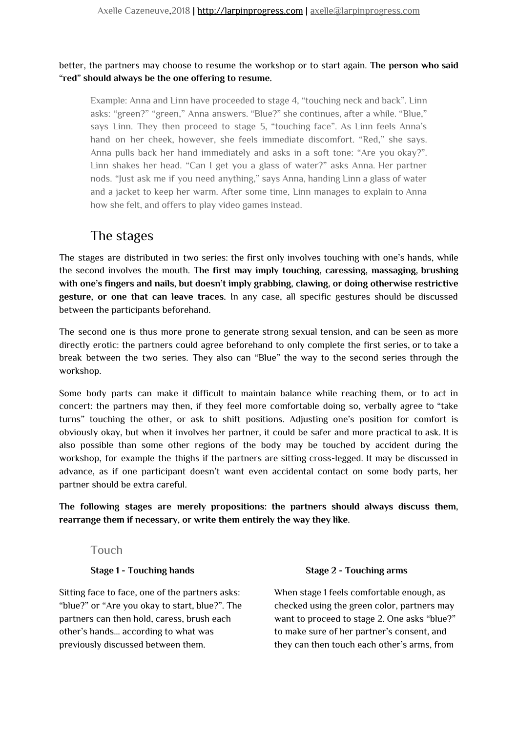better, the partners may choose to resume the workshop or to start again. **The person who said "red" should always be the one offering to resume.**

> Example: Anna and Linn have proceeded to stage 4, "touching neck and back". Linn asks: "green?" "green," Anna answers. "Blue?" she continues, after a while. "Blue," says Linn. They then proceed to stage 5, "touching face". As Linn feels Anna's hand on her cheek, however, she feels immediate discomfort. "Red," she says. Anna pulls back her hand immediately and asks in a soft tone: "Are you okay?". Linn shakes her head. "Can I get you a glass of water?" asks Anna. Her partner nods. "Just ask me if you need anything," says Anna, handing Linn a glass of water and a jacket to keep her warm. After some time, Linn manages to explain to Anna how she felt, and offers to play video games instead.

## The stages

The stages are distributed in two series: the first only involves touching with one's hands, while the second involves the mouth. **The first may imply touching, caressing, massaging, brushing with one's fingers and nails, but doesn't imply grabbing, clawing, or doing otherwise restrictive gesture, or one that can leave traces.** In any case, all specific gestures should be discussed between the participants beforehand.

The second one is thus more prone to generate strong sexual tension, and can be seen as more directly erotic: the partners could agree beforehand to only complete the first series, or to take a break between the two series. They also can "Blue" the way to the second series through the workshop.

Some body parts can make it difficult to maintain balance while reaching them, or to act in concert: the partners may then, if they feel more comfortable doing so, verbally agree to "take turns" touching the other, or ask to shift positions. Adjusting one's position for comfort is obviously okay, but when it involves her partner, it could be safer and more practical to ask. It is also possible than some other regions of the body may be touched by accident during the workshop, for example the thighs if the partners are sitting cross-legged. It may be discussed in advance, as if one participant doesn't want even accidental contact on some body parts, her partner should be extra careful.

**The following stages are merely propositions: the partners should always discuss them, rearrange them if necessary, or write them entirely the way they like.**

### Touch

#### Stage 1 - Touching hands

Sitting face to face, one of the partners asks: "blue?" or "Are you okay to start, blue?". The partners can then hold, caress, brush each other's hands... according to what was previously discussed between them.

#### Stage 2 - Touching arms

When stage 1 feels comfortable enough, as checked using the green color, partners may want to proceed to stage 2. One asks "blue?" to make sure of her partner's consent, and they can then touch each other's arms, from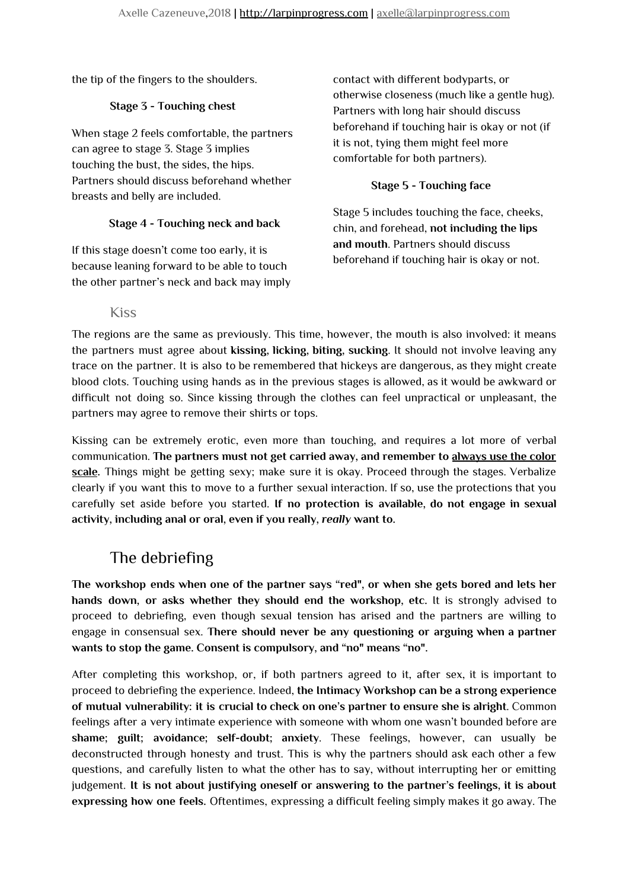the tip of the fingers to the shoulders.

#### Stage 3 - Touching chest

When stage 2 feels comfortable, the partners can agree to stage 3. Stage 3 implies touching the bust, the sides, the hips. Partners should discuss beforehand whether breasts and belly are included.

#### Stage 4 - Touching neck and back

If this stage doesn't come too early, it is because leaning forward to be able to touch the other partner's neck and back may imply contact with different bodyparts, or otherwise closeness (much like a gentle hug). Partners with long hair should discuss beforehand if touching hair is okay or not (if it is not, tying them might feel more comfortable for both partners).

#### Stage 5 - Touching face

Stage 5 includes touching the face, cheeks, chin, and forehead, **not including the lips and mouth**. Partners should discuss beforehand if touching hair is okay or not.

### Kiss

The regions are the same as previously. This time, however, the mouth is also involved: it means the partners must agree about **kissing**, **licking**, **biting**, **sucking**. It should not involve leaving any trace on the partner. It is also to be remembered that hickeys are dangerous, as they might create blood clots. Touching using hands as in the previous stages is allowed, as it would be awkward or difficult not doing so. Since kissing through the clothes can feel unpractical or unpleasant, the partners may agree to remove their shirts or tops.

Kissing can be extremely erotic, even more than touching, and requires a lot more of verbal communication. **The partners must not get carried away, and remember to <u>always use the color scale</u>.** Things might be getting sexy; make sure it is okay. Proceed through the stages. Verbalize clearly if you want this to move to a further sexual interaction. If so, use the protections that you carefully set aside before you started. **If no protection is available, do not engage in sexual activity, including anal or oral, even if you really, *really* want to.**

## The debriefing

**The workshop ends when one of the partner says "red", or when she gets bored and lets her hands down, or asks whether they should end the workshop, etc.** It is strongly advised to proceed to debriefing, even though sexual tension has arised and the partners are willing to engage in consensual sex. **There should never be any questioning or arguing when a partner wants to stop the game. Consent is compulsory, and "no" means "no".**

After completing this workshop, or, if both partners agreed to it, after sex, it is important to proceed to debriefing the experience. Indeed, **the Intimacy Workshop can be a strong experience of mutual vulnerability: it is crucial to check on one's partner to ensure she is alright**. Common feelings after a very intimate experience with someone with whom one wasn't bounded before are **shame**; **guilt**; **avoidance**; **self-doubt**; **anxiety**. These feelings, however, can usually be deconstructed through honesty and trust. This is why the partners should ask each other a few questions, and carefully listen to what the other has to say, without interrupting her or emitting judgement. **It is not about justifying oneself or answering to the partner's feelings, it is about expressing how one feels.** Oftentimes, expressing a difficult feeling simply makes it go away. The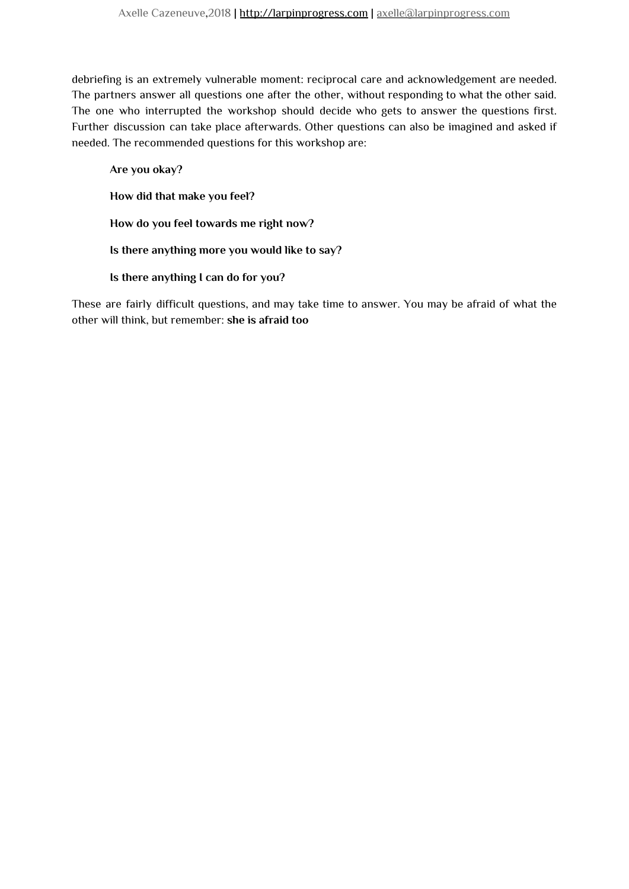debriefing is an extremely vulnerable moment: reciprocal care and acknowledgement are needed. The partners answer all questions one after the other, without responding to what the other said. The one who interrupted the workshop should decide who gets to answer the questions first. Further discussion can take place afterwards. Other questions can also be imagined and asked if needed. The recommended questions for this workshop are:

> **Are you okay?**
>
> **How did that make you feel?**
>
> **How do you feel towards me right now?**
>
> **Is there anything more you would like to say?**
>
> **Is there anything I can do for you?**

These are fairly difficult questions, and may take time to answer. You may be afraid of what the other will think, but remember: **she is afraid too**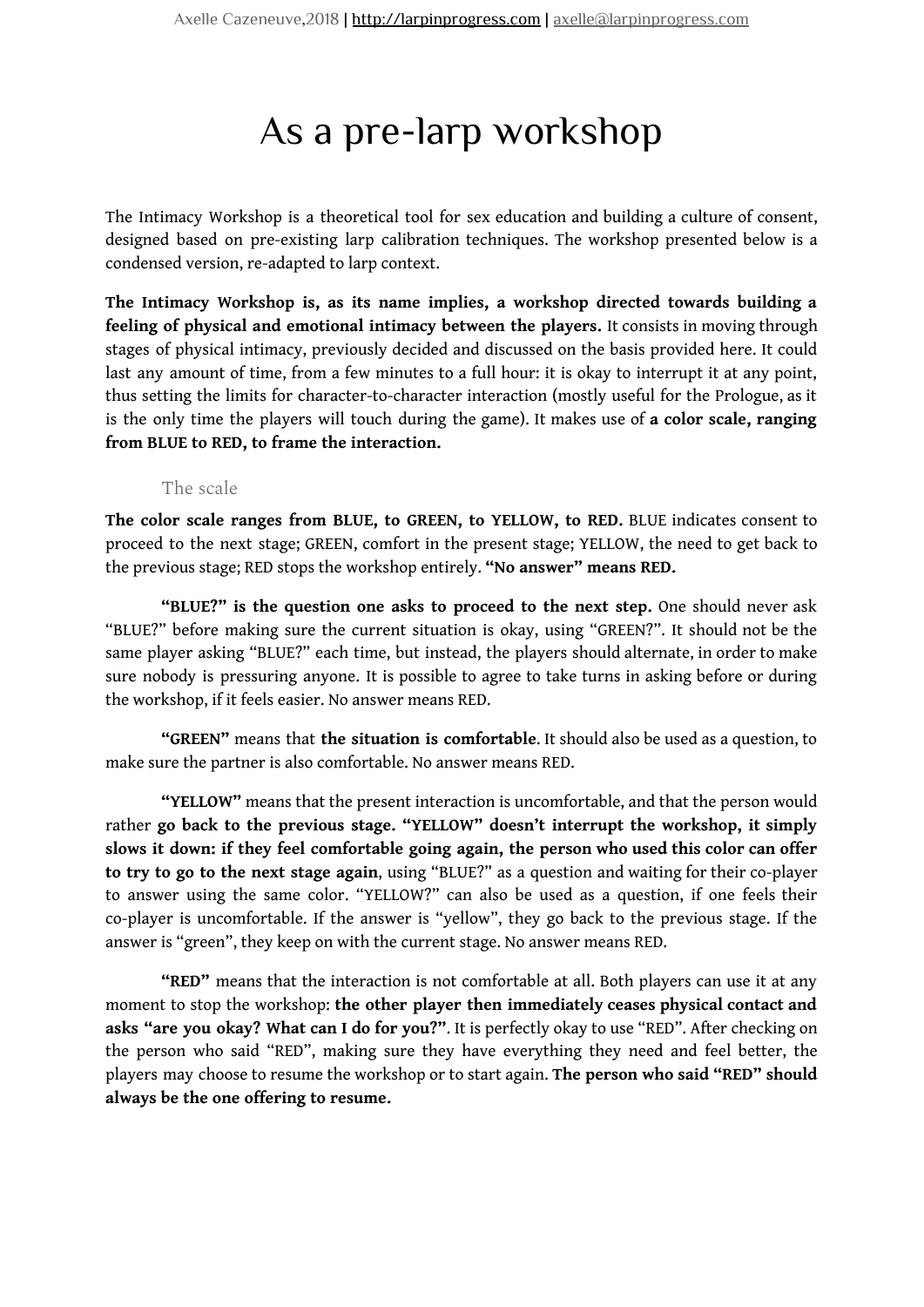# As a pre-larp workshop

The Intimacy Workshop is a theoretical tool for sex education and building a culture of consent, designed based on pre-existing larp calibration techniques. The workshop presented below is a condensed version, re-adapted to larp context.

**The Intimacy Workshop is, as its name implies, a workshop directed towards building a feeling of physical and emotional intimacy between the players.** It consists in moving through stages of physical intimacy, previously decided and discussed on the basis provided here. It could last any amount of time, from a few minutes to a full hour: it is okay to interrupt it at any point, thus setting the limits for character-to-character interaction (mostly useful for the Prologue, as it is the only time the players will touch during the game). It makes use of **a color scale, ranging from BLUE to RED, to frame the interaction.**

## The scale

**The color scale ranges from BLUE, to GREEN, to YELLOW, to RED.** BLUE indicates consent to proceed to the next stage; GREEN, comfort in the present stage; YELLOW, the need to get back to the previous stage; RED stops the workshop entirely. **"No answer" means RED.**

**"BLUE?" is the question one asks to proceed to the next step.** One should never ask "BLUE?" before making sure the current situation is okay, using "GREEN?". It should not be the same player asking "BLUE?" each time, but instead, the players should alternate, in order to make sure nobody is pressuring anyone. It is possible to agree to take turns in asking before or during the workshop, if it feels easier. No answer means RED.

**"GREEN"** means that **the situation is comfortable**. It should also be used as a question, to make sure the partner is also comfortable. No answer means RED.

**"YELLOW"** means that the present interaction is uncomfortable, and that the person would rather **go back to the previous stage. "YELLOW" doesn't interrupt the workshop, it simply slows it down: if they feel comfortable going again, the person who used this color can offer to try to go to the next stage again**, using "BLUE?" as a question and waiting for their co-player to answer using the same color. "YELLOW?" can also be used as a question, if one feels their co-player is uncomfortable. If the answer is "yellow", they go back to the previous stage. If the answer is "green", they keep on with the current stage. No answer means RED.

**"RED"** means that the interaction is not comfortable at all. Both players can use it at any moment to stop the workshop: **the other player then immediately ceases physical contact and asks "are you okay? What can I do for you?"**. It is perfectly okay to use "RED". After checking on the person who said "RED", making sure they have everything they need and feel better, the players may choose to resume the workshop or to start again. **The person who said "RED" should always be the one offering to resume.**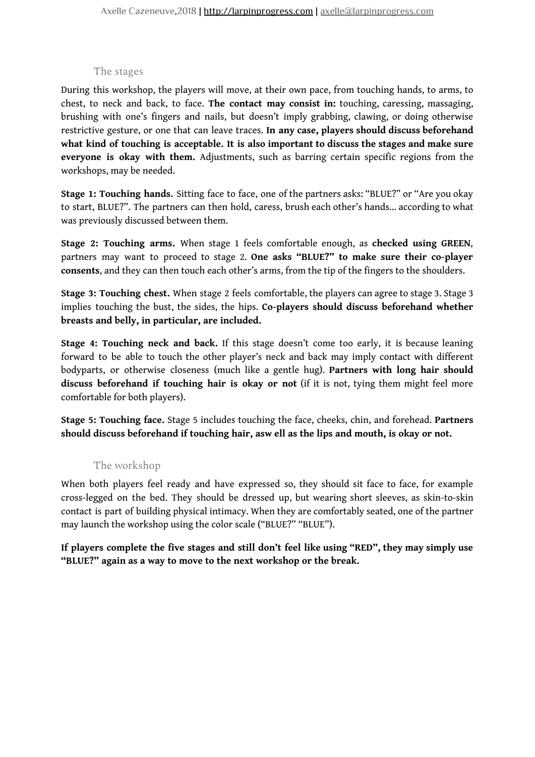## The stages

During this workshop, the players will move, at their own pace, from touching hands, to arms, to chest, to neck and back, to face. **The contact may consist in:** touching, caressing, massaging, brushing with one's fingers and nails, but doesn't imply grabbing, clawing, or doing otherwise restrictive gesture, or one that can leave traces. **In any case, players should discuss beforehand what kind of touching is acceptable. It is also important to discuss the stages and make sure everyone is okay with them.** Adjustments, such as barring certain specific regions from the workshops, may be needed.

**Stage 1: Touching hands.** Sitting face to face, one of the partners asks: "BLUE?" or "Are you okay to start, BLUE?". The partners can then hold, caress, brush each other's hands... according to what was previously discussed between them.

**Stage 2: Touching arms.** When stage 1 feels comfortable enough, as **checked using GREEN**, partners may want to proceed to stage 2. **One asks "BLUE?" to make sure their co-player consents**, and they can then touch each other's arms, from the tip of the fingers to the shoulders.

**Stage 3: Touching chest.** When stage 2 feels comfortable, the players can agree to stage 3. Stage 3 implies touching the bust, the sides, the hips. **Co-players should discuss beforehand whether breasts and belly, in particular, are included.**

**Stage 4: Touching neck and back.** If this stage doesn't come too early, it is because leaning forward to be able to touch the other player's neck and back may imply contact with different bodyparts, or otherwise closeness (much like a gentle hug). **Partners with long hair should discuss beforehand if touching hair is okay or not** (if it is not, tying them might feel more comfortable for both players).

**Stage 5: Touching face.** Stage 5 includes touching the face, cheeks, chin, and forehead. **Partners should discuss beforehand if touching hair, asw ell as the lips and mouth, is okay or not.**

## The workshop

When both players feel ready and have expressed so, they should sit face to face, for example cross-legged on the bed. They should be dressed up, but wearing short sleeves, as skin-to-skin contact is part of building physical intimacy. When they are comfortably seated, one of the partner may launch the workshop using the color scale ("BLUE?" "BLUE").

**If players complete the five stages and still don't feel like using "RED", they may simply use "BLUE?" again as a way to move to the next workshop or the break.**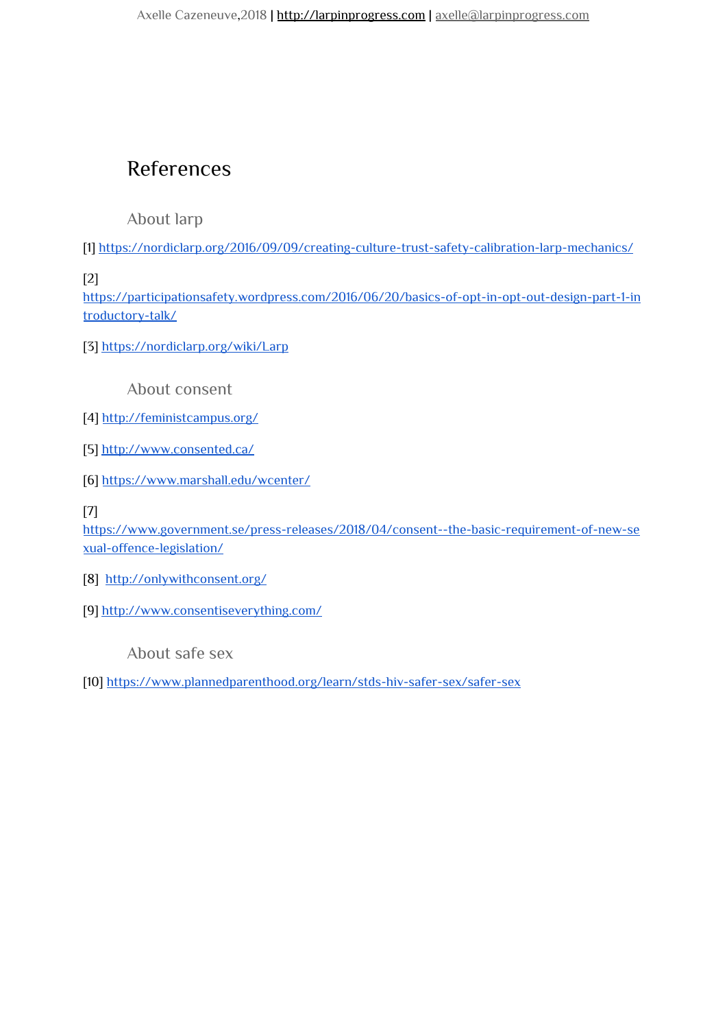## References

### About larp

[1] https://nordiclarp.org/2016/09/09/creating-culture-trust-safety-calibration-larp-mechanics/

[2] https://participationsafety.wordpress.com/2016/06/20/basics-of-opt-in-opt-out-design-part-1-introductory-talk/

[3] https://nordiclarp.org/wiki/Larp

### About consent

[4] http://feministcampus.org/

[5] http://www.consented.ca/

[6] https://www.marshall.edu/wcenter/

[7] https://www.government.se/press-releases/2018/04/consent--the-basic-requirement-of-new-sexual-offence-legislation/

[8] http://onlywithconsent.org/

[9] http://www.consentiseverything.com/

### About safe sex

[10] https://www.plannedparenthood.org/learn/stds-hiv-safer-sex/safer-sex